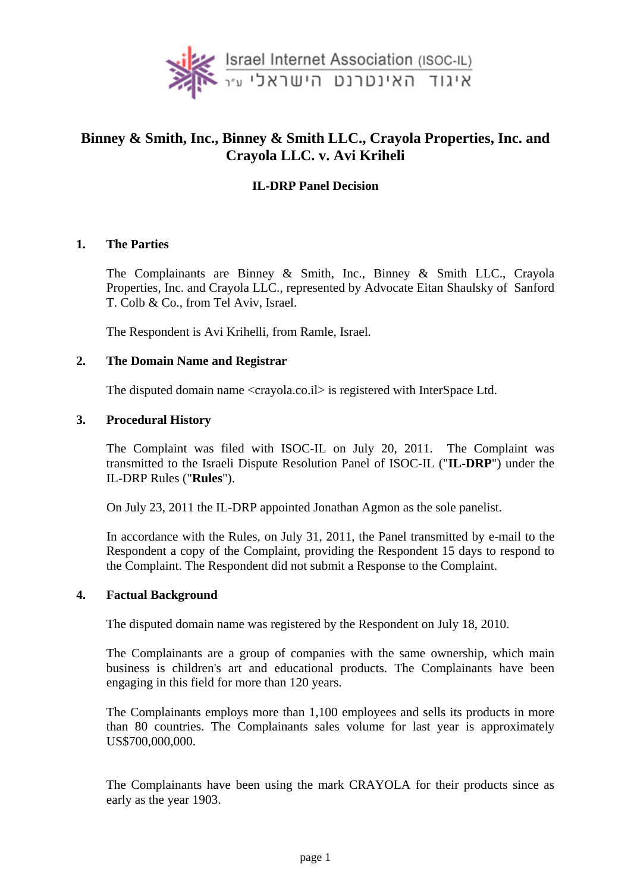Israel Internet Association (ISOC-IL)
איגוד האינטרנט הישראלי ע"ר

# Binney & Smith, Inc., Binney & Smith LLC., Crayola Properties, Inc. and Crayola LLC. v. Avi Kriheli

## IL-DRP Panel Decision

### 1. The Parties

The Complainants are Binney & Smith, Inc., Binney & Smith LLC., Crayola Properties, Inc. and Crayola LLC., represented by Advocate Eitan Shaulsky of Sanford T. Colb & Co., from Tel Aviv, Israel.

The Respondent is Avi Krihelli, from Ramle, Israel.

### 2. The Domain Name and Registrar

The disputed domain name <crayola.co.il> is registered with InterSpace Ltd.

### 3. Procedural History

The Complaint was filed with ISOC-IL on July 20, 2011. The Complaint was transmitted to the Israeli Dispute Resolution Panel of ISOC-IL ("**IL-DRP**") under the IL-DRP Rules ("**Rules**").

On July 23, 2011 the IL-DRP appointed Jonathan Agmon as the sole panelist.

In accordance with the Rules, on July 31, 2011, the Panel transmitted by e-mail to the Respondent a copy of the Complaint, providing the Respondent 15 days to respond to the Complaint. The Respondent did not submit a Response to the Complaint.

### 4. Factual Background

The disputed domain name was registered by the Respondent on July 18, 2010.

The Complainants are a group of companies with the same ownership, which main business is children's art and educational products. The Complainants have been engaging in this field for more than 120 years.

The Complainants employs more than 1,100 employees and sells its products in more than 80 countries. The Complainants sales volume for last year is approximately US$700,000,000.

The Complainants have been using the mark CRAYOLA for their products since as early as the year 1903.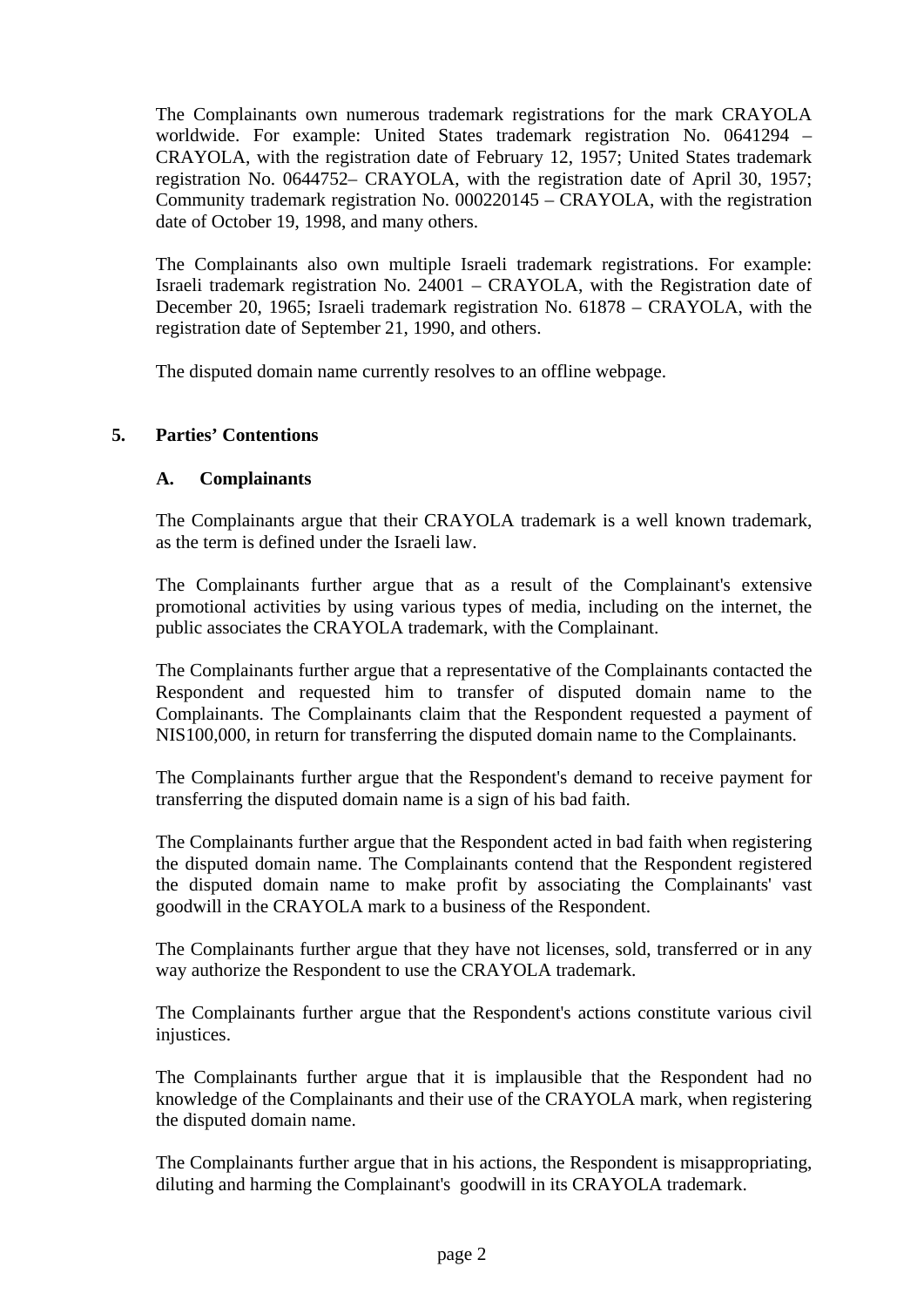The Complainants own numerous trademark registrations for the mark CRAYOLA worldwide. For example: United States trademark registration No. 0641294 – CRAYOLA, with the registration date of February 12, 1957; United States trademark registration No. 0644752– CRAYOLA, with the registration date of April 30, 1957; Community trademark registration No. 000220145 – CRAYOLA, with the registration date of October 19, 1998, and many others.

The Complainants also own multiple Israeli trademark registrations. For example: Israeli trademark registration No. 24001 – CRAYOLA, with the Registration date of December 20, 1965; Israeli trademark registration No. 61878 – CRAYOLA, with the registration date of September 21, 1990, and others.

The disputed domain name currently resolves to an offline webpage.

## 5. Parties' Contentions

### A. Complainants

The Complainants argue that their CRAYOLA trademark is a well known trademark, as the term is defined under the Israeli law.

The Complainants further argue that as a result of the Complainant's extensive promotional activities by using various types of media, including on the internet, the public associates the CRAYOLA trademark, with the Complainant.

The Complainants further argue that a representative of the Complainants contacted the Respondent and requested him to transfer of disputed domain name to the Complainants. The Complainants claim that the Respondent requested a payment of NIS100,000, in return for transferring the disputed domain name to the Complainants.

The Complainants further argue that the Respondent's demand to receive payment for transferring the disputed domain name is a sign of his bad faith.

The Complainants further argue that the Respondent acted in bad faith when registering the disputed domain name. The Complainants contend that the Respondent registered the disputed domain name to make profit by associating the Complainants' vast goodwill in the CRAYOLA mark to a business of the Respondent.

The Complainants further argue that they have not licenses, sold, transferred or in any way authorize the Respondent to use the CRAYOLA trademark.

The Complainants further argue that the Respondent's actions constitute various civil injustices.

The Complainants further argue that it is implausible that the Respondent had no knowledge of the Complainants and their use of the CRAYOLA mark, when registering the disputed domain name.

The Complainants further argue that in his actions, the Respondent is misappropriating, diluting and harming the Complainant's goodwill in its CRAYOLA trademark.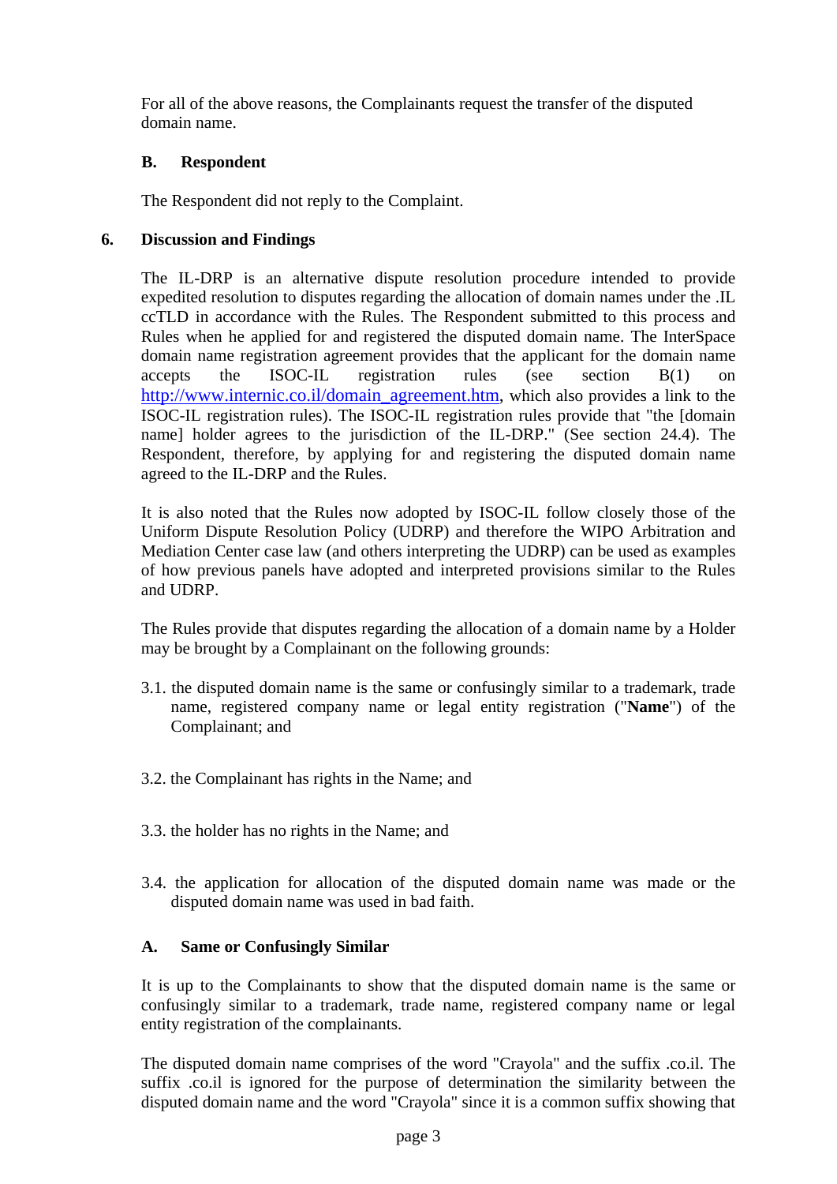For all of the above reasons, the Complainants request the transfer of the disputed domain name.

### B. Respondent

The Respondent did not reply to the Complaint.

## 6. Discussion and Findings

The IL-DRP is an alternative dispute resolution procedure intended to provide expedited resolution to disputes regarding the allocation of domain names under the .IL ccTLD in accordance with the Rules. The Respondent submitted to this process and Rules when he applied for and registered the disputed domain name. The InterSpace domain name registration agreement provides that the applicant for the domain name accepts the ISOC-IL registration rules (see section B(1) on http://www.internic.co.il/domain_agreement.htm, which also provides a link to the ISOC-IL registration rules). The ISOC-IL registration rules provide that "the [domain name] holder agrees to the jurisdiction of the IL-DRP." (See section 24.4). The Respondent, therefore, by applying for and registering the disputed domain name agreed to the IL-DRP and the Rules.

It is also noted that the Rules now adopted by ISOC-IL follow closely those of the Uniform Dispute Resolution Policy (UDRP) and therefore the WIPO Arbitration and Mediation Center case law (and others interpreting the UDRP) can be used as examples of how previous panels have adopted and interpreted provisions similar to the Rules and UDRP.

The Rules provide that disputes regarding the allocation of a domain name by a Holder may be brought by a Complainant on the following grounds:

3.1. the disputed domain name is the same or confusingly similar to a trademark, trade name, registered company name or legal entity registration ("**Name**") of the Complainant; and

3.2. the Complainant has rights in the Name; and

3.3. the holder has no rights in the Name; and

3.4. the application for allocation of the disputed domain name was made or the disputed domain name was used in bad faith.

### A. Same or Confusingly Similar

It is up to the Complainants to show that the disputed domain name is the same or confusingly similar to a trademark, trade name, registered company name or legal entity registration of the complainants.

The disputed domain name comprises of the word "Crayola" and the suffix .co.il. The suffix .co.il is ignored for the purpose of determination the similarity between the disputed domain name and the word "Crayola" since it is a common suffix showing that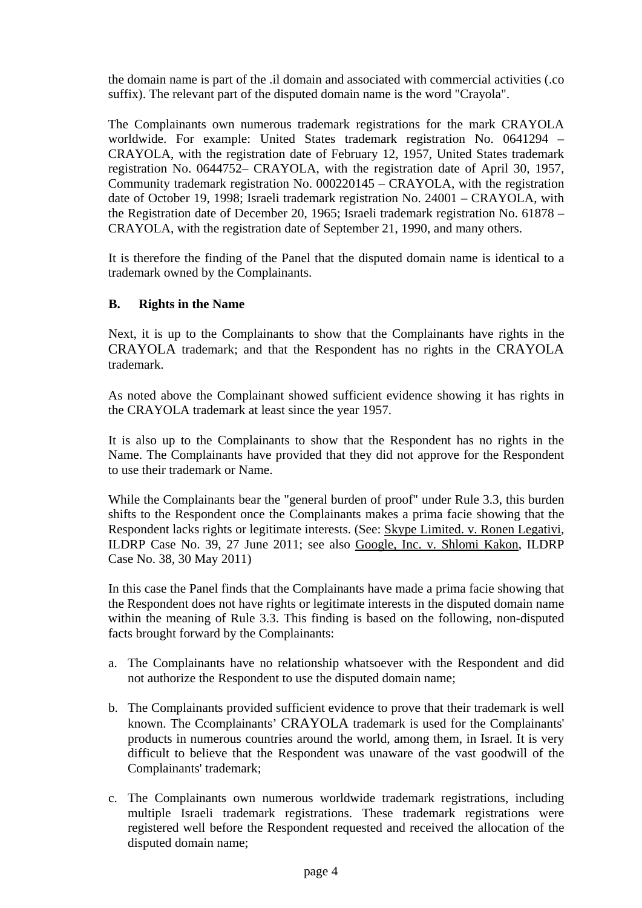the domain name is part of the .il domain and associated with commercial activities (.co suffix). The relevant part of the disputed domain name is the word "Crayola".

The Complainants own numerous trademark registrations for the mark CRAYOLA worldwide. For example: United States trademark registration No. 0641294 – CRAYOLA, with the registration date of February 12, 1957, United States trademark registration No. 0644752– CRAYOLA, with the registration date of April 30, 1957, Community trademark registration No. 000220145 – CRAYOLA, with the registration date of October 19, 1998; Israeli trademark registration No. 24001 – CRAYOLA, with the Registration date of December 20, 1965; Israeli trademark registration No. 61878 – CRAYOLA, with the registration date of September 21, 1990, and many others.

It is therefore the finding of the Panel that the disputed domain name is identical to a trademark owned by the Complainants.

### B. Rights in the Name

Next, it is up to the Complainants to show that the Complainants have rights in the CRAYOLA trademark; and that the Respondent has no rights in the CRAYOLA trademark.

As noted above the Complainant showed sufficient evidence showing it has rights in the CRAYOLA trademark at least since the year 1957.

It is also up to the Complainants to show that the Respondent has no rights in the Name. The Complainants have provided that they did not approve for the Respondent to use their trademark or Name.

While the Complainants bear the "general burden of proof" under Rule 3.3, this burden shifts to the Respondent once the Complainants makes a prima facie showing that the Respondent lacks rights or legitimate interests. (See: Skype Limited. v. Ronen Legativi, ILDRP Case No. 39, 27 June 2011; see also Google, Inc. v. Shlomi Kakon, ILDRP Case No. 38, 30 May 2011)

In this case the Panel finds that the Complainants have made a prima facie showing that the Respondent does not have rights or legitimate interests in the disputed domain name within the meaning of Rule 3.3. This finding is based on the following, non-disputed facts brought forward by the Complainants:

a. The Complainants have no relationship whatsoever with the Respondent and did not authorize the Respondent to use the disputed domain name;

b. The Complainants provided sufficient evidence to prove that their trademark is well known. The Ccomplainants' CRAYOLA trademark is used for the Complainants' products in numerous countries around the world, among them, in Israel. It is very difficult to believe that the Respondent was unaware of the vast goodwill of the Complainants' trademark;

c. The Complainants own numerous worldwide trademark registrations, including multiple Israeli trademark registrations. These trademark registrations were registered well before the Respondent requested and received the allocation of the disputed domain name;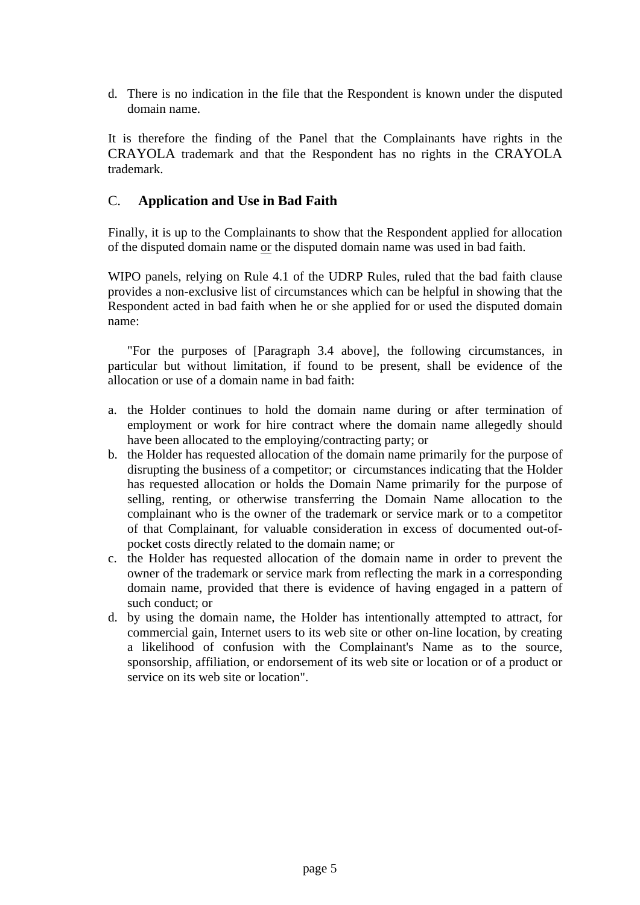d. There is no indication in the file that the Respondent is known under the disputed domain name.

It is therefore the finding of the Panel that the Complainants have rights in the CRAYOLA trademark and that the Respondent has no rights in the CRAYOLA trademark.

## C. **Application and Use in Bad Faith**

Finally, it is up to the Complainants to show that the Respondent applied for allocation of the disputed domain name <u>or</u> the disputed domain name was used in bad faith.

WIPO panels, relying on Rule 4.1 of the UDRP Rules, ruled that the bad faith clause provides a non-exclusive list of circumstances which can be helpful in showing that the Respondent acted in bad faith when he or she applied for or used the disputed domain name:

"For the purposes of [Paragraph 3.4 above], the following circumstances, in particular but without limitation, if found to be present, shall be evidence of the allocation or use of a domain name in bad faith:

a. the Holder continues to hold the domain name during or after termination of employment or work for hire contract where the domain name allegedly should have been allocated to the employing/contracting party; or
b. the Holder has requested allocation of the domain name primarily for the purpose of disrupting the business of a competitor; or circumstances indicating that the Holder has requested allocation or holds the Domain Name primarily for the purpose of selling, renting, or otherwise transferring the Domain Name allocation to the complainant who is the owner of the trademark or service mark or to a competitor of that Complainant, for valuable consideration in excess of documented out-of-pocket costs directly related to the domain name; or
c. the Holder has requested allocation of the domain name in order to prevent the owner of the trademark or service mark from reflecting the mark in a corresponding domain name, provided that there is evidence of having engaged in a pattern of such conduct; or
d. by using the domain name, the Holder has intentionally attempted to attract, for commercial gain, Internet users to its web site or other on-line location, by creating a likelihood of confusion with the Complainant's Name as to the source, sponsorship, affiliation, or endorsement of its web site or location or of a product or service on its web site or location".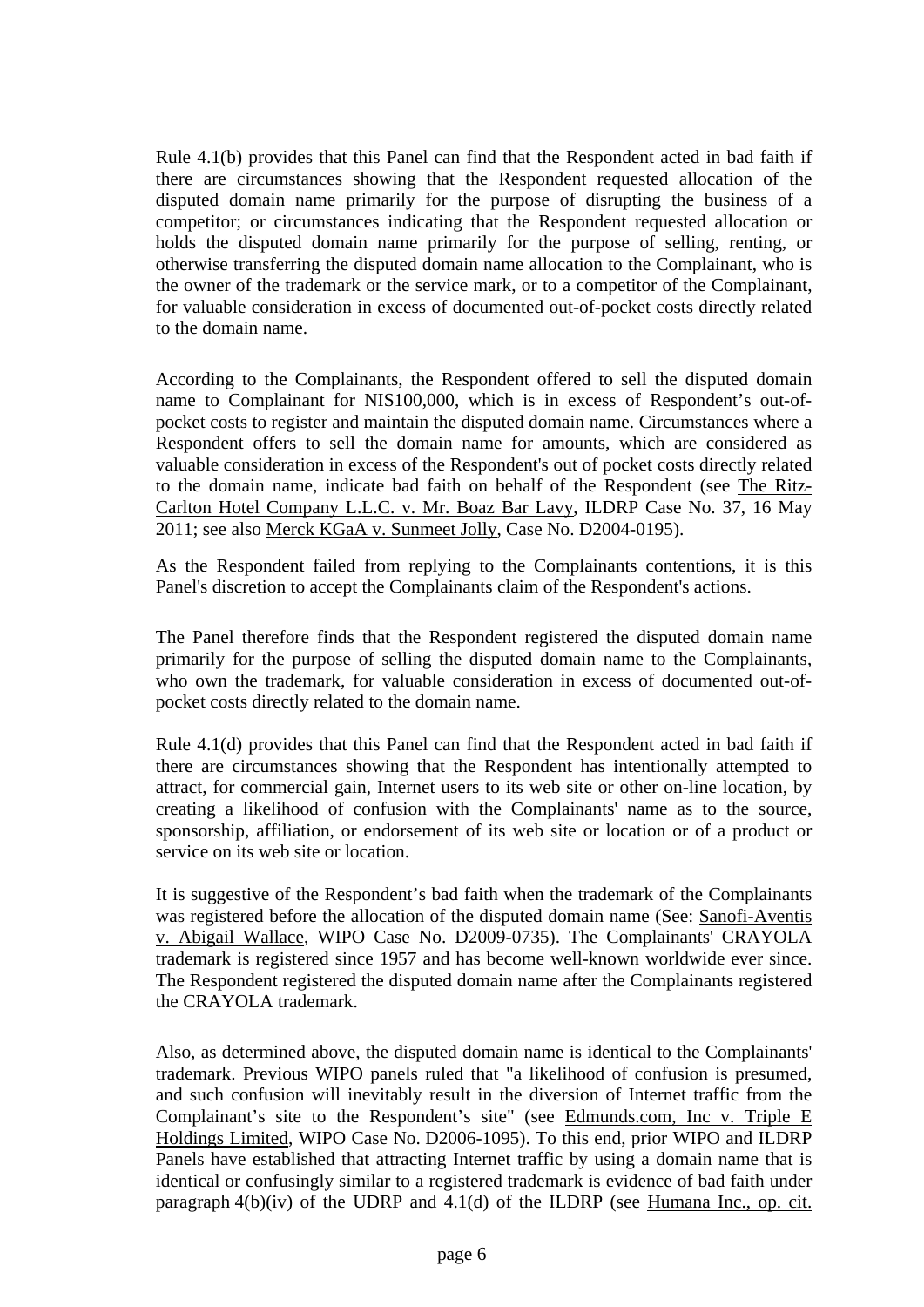Rule 4.1(b) provides that this Panel can find that the Respondent acted in bad faith if there are circumstances showing that the Respondent requested allocation of the disputed domain name primarily for the purpose of disrupting the business of a competitor; or circumstances indicating that the Respondent requested allocation or holds the disputed domain name primarily for the purpose of selling, renting, or otherwise transferring the disputed domain name allocation to the Complainant, who is the owner of the trademark or the service mark, or to a competitor of the Complainant, for valuable consideration in excess of documented out-of-pocket costs directly related to the domain name.

According to the Complainants, the Respondent offered to sell the disputed domain name to Complainant for NIS100,000, which is in excess of Respondent's out-of-pocket costs to register and maintain the disputed domain name. Circumstances where a Respondent offers to sell the domain name for amounts, which are considered as valuable consideration in excess of the Respondent's out of pocket costs directly related to the domain name, indicate bad faith on behalf of the Respondent (see The Ritz-Carlton Hotel Company L.L.C. v. Mr. Boaz Bar Lavy, ILDRP Case No. 37, 16 May 2011; see also Merck KGaA v. Sunmeet Jolly, Case No. D2004-0195).

As the Respondent failed from replying to the Complainants contentions, it is this Panel's discretion to accept the Complainants claim of the Respondent's actions.

The Panel therefore finds that the Respondent registered the disputed domain name primarily for the purpose of selling the disputed domain name to the Complainants, who own the trademark, for valuable consideration in excess of documented out-of-pocket costs directly related to the domain name.

Rule 4.1(d) provides that this Panel can find that the Respondent acted in bad faith if there are circumstances showing that the Respondent has intentionally attempted to attract, for commercial gain, Internet users to its web site or other on-line location, by creating a likelihood of confusion with the Complainants' name as to the source, sponsorship, affiliation, or endorsement of its web site or location or of a product or service on its web site or location.

It is suggestive of the Respondent's bad faith when the trademark of the Complainants was registered before the allocation of the disputed domain name (See: Sanofi-Aventis v. Abigail Wallace, WIPO Case No. D2009-0735). The Complainants' CRAYOLA trademark is registered since 1957 and has become well-known worldwide ever since. The Respondent registered the disputed domain name after the Complainants registered the CRAYOLA trademark.

Also, as determined above, the disputed domain name is identical to the Complainants' trademark. Previous WIPO panels ruled that "a likelihood of confusion is presumed, and such confusion will inevitably result in the diversion of Internet traffic from the Complainant's site to the Respondent's site" (see Edmunds.com, Inc v. Triple E Holdings Limited, WIPO Case No. D2006-1095). To this end, prior WIPO and ILDRP Panels have established that attracting Internet traffic by using a domain name that is identical or confusingly similar to a registered trademark is evidence of bad faith under paragraph 4(b)(iv) of the UDRP and 4.1(d) of the ILDRP (see Humana Inc., op. cit.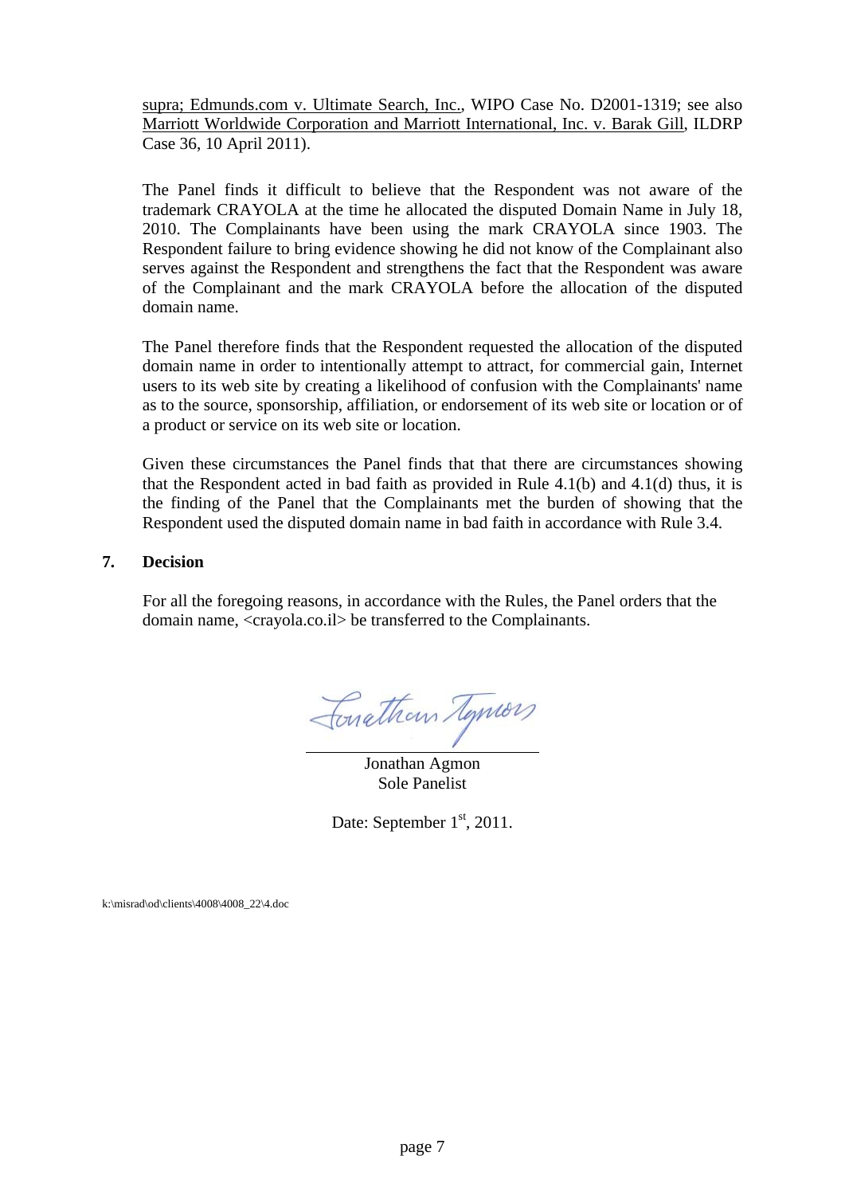supra; Edmunds.com v. Ultimate Search, Inc., WIPO Case No. D2001-1319; see also Marriott Worldwide Corporation and Marriott International, Inc. v. Barak Gill, ILDRP Case 36, 10 April 2011).

The Panel finds it difficult to believe that the Respondent was not aware of the trademark CRAYOLA at the time he allocated the disputed Domain Name in July 18, 2010. The Complainants have been using the mark CRAYOLA since 1903. The Respondent failure to bring evidence showing he did not know of the Complainant also serves against the Respondent and strengthens the fact that the Respondent was aware of the Complainant and the mark CRAYOLA before the allocation of the disputed domain name.

The Panel therefore finds that the Respondent requested the allocation of the disputed domain name in order to intentionally attempt to attract, for commercial gain, Internet users to its web site by creating a likelihood of confusion with the Complainants' name as to the source, sponsorship, affiliation, or endorsement of its web site or location or of a product or service on its web site or location.

Given these circumstances the Panel finds that that there are circumstances showing that the Respondent acted in bad faith as provided in Rule 4.1(b) and 4.1(d) thus, it is the finding of the Panel that the Complainants met the burden of showing that the Respondent used the disputed domain name in bad faith in accordance with Rule 3.4.

## 7. Decision

For all the foregoing reasons, in accordance with the Rules, the Panel orders that the domain name, <crayola.co.il> be transferred to the Complainants.

Jonathan Agmon
Sole Panelist

Date: September 1st, 2011.

k:\misrad\od\clients\4008\4008_22\4.doc